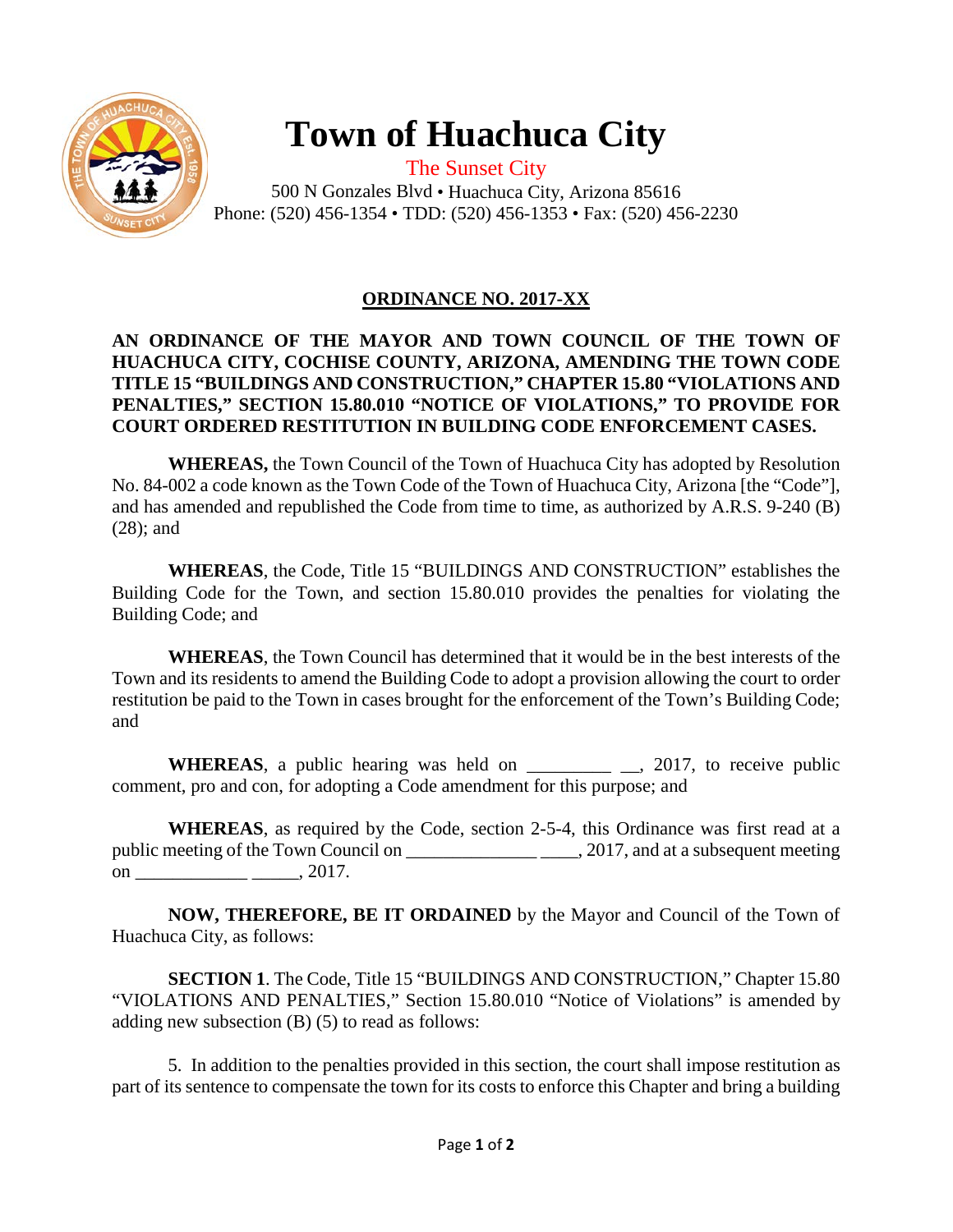# Town of Huachuca City

The Sunset City

500 N Gonzales Blvd • Huachuca City, Arizona 85616
Phone: (520) 456-1354 • TDD: (520) 456-1353 • Fax: (520) 456-2230

## ORDINANCE NO. 2017-XX

**AN ORDINANCE OF THE MAYOR AND TOWN COUNCIL OF THE TOWN OF HUACHUCA CITY, COCHISE COUNTY, ARIZONA, AMENDING THE TOWN CODE TITLE 15 "BUILDINGS AND CONSTRUCTION," CHAPTER 15.80 "VIOLATIONS AND PENALTIES," SECTION 15.80.010 "NOTICE OF VIOLATIONS," TO PROVIDE FOR COURT ORDERED RESTITUTION IN BUILDING CODE ENFORCEMENT CASES.**

**WHEREAS,** the Town Council of the Town of Huachuca City has adopted by Resolution No. 84-002 a code known as the Town Code of the Town of Huachuca City, Arizona [the "Code"], and has amended and republished the Code from time to time, as authorized by A.R.S. 9-240 (B) (28); and

**WHEREAS**, the Code, Title 15 "BUILDINGS AND CONSTRUCTION" establishes the Building Code for the Town, and section 15.80.010 provides the penalties for violating the Building Code; and

**WHEREAS**, the Town Council has determined that it would be in the best interests of the Town and its residents to amend the Building Code to adopt a provision allowing the court to order restitution be paid to the Town in cases brought for the enforcement of the Town's Building Code; and

**WHEREAS**, a public hearing was held on _________ __, 2017, to receive public comment, pro and con, for adopting a Code amendment for this purpose; and

**WHEREAS**, as required by the Code, section 2-5-4, this Ordinance was first read at a public meeting of the Town Council on ______________ ____, 2017, and at a subsequent meeting on ____________ _____, 2017.

**NOW, THEREFORE, BE IT ORDAINED** by the Mayor and Council of the Town of Huachuca City, as follows:

**SECTION 1**. The Code, Title 15 "BUILDINGS AND CONSTRUCTION," Chapter 15.80 "VIOLATIONS AND PENALTIES," Section 15.80.010 "Notice of Violations" is amended by adding new subsection (B) (5) to read as follows:

5. In addition to the penalties provided in this section, the court shall impose restitution as part of its sentence to compensate the town for its costs to enforce this Chapter and bring a building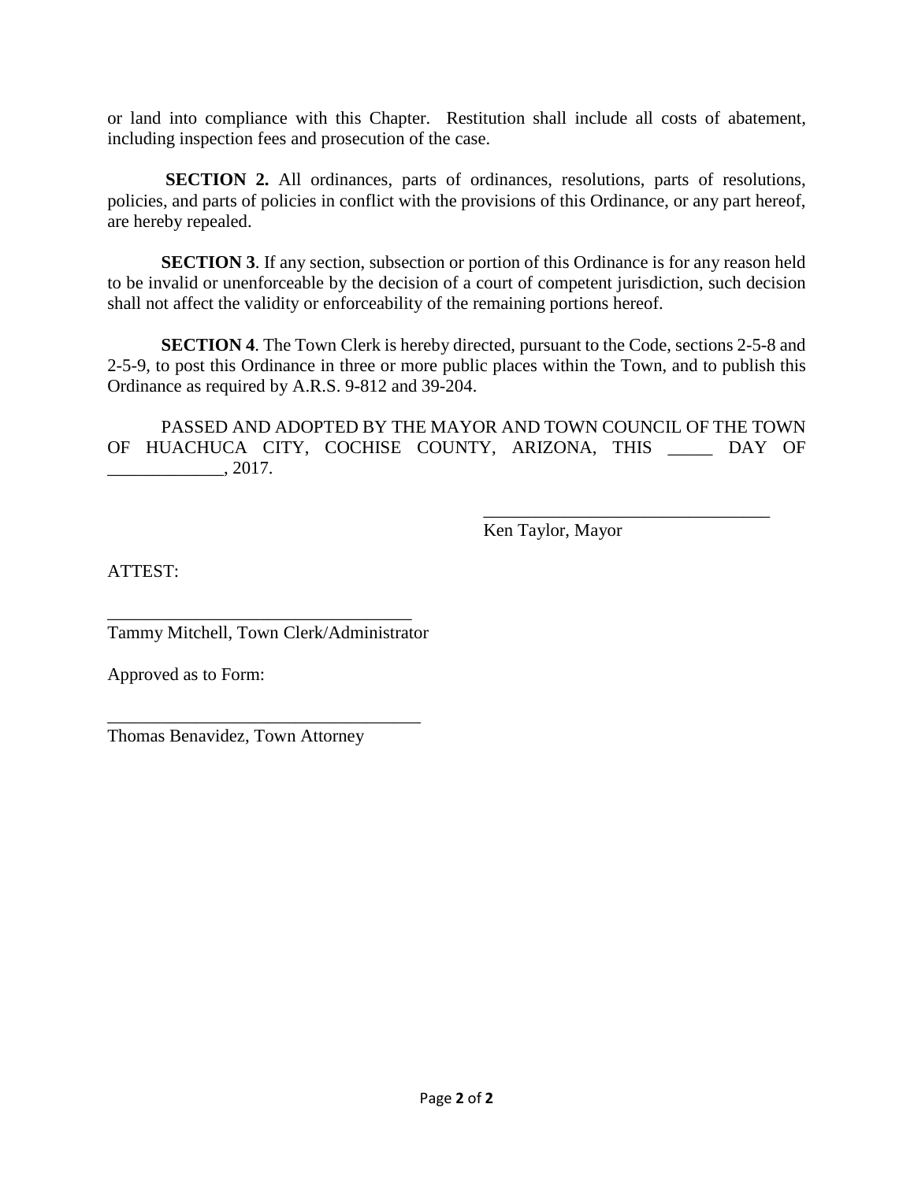or land into compliance with this Chapter. Restitution shall include all costs of abatement, including inspection fees and prosecution of the case.

**SECTION 2.** All ordinances, parts of ordinances, resolutions, parts of resolutions, policies, and parts of policies in conflict with the provisions of this Ordinance, or any part hereof, are hereby repealed.

**SECTION 3**. If any section, subsection or portion of this Ordinance is for any reason held to be invalid or unenforceable by the decision of a court of competent jurisdiction, such decision shall not affect the validity or enforceability of the remaining portions hereof.

**SECTION 4**. The Town Clerk is hereby directed, pursuant to the Code, sections 2-5-8 and 2-5-9, to post this Ordinance in three or more public places within the Town, and to publish this Ordinance as required by A.R.S. 9-812 and 39-204.

PASSED AND ADOPTED BY THE MAYOR AND TOWN COUNCIL OF THE TOWN OF HUACHUCA CITY, COCHISE COUNTY, ARIZONA, THIS _____ DAY OF _____________, 2017.

________________________________
Ken Taylor, Mayor

ATTEST:

__________________________________
Tammy Mitchell, Town Clerk/Administrator

Approved as to Form:

___________________________________
Thomas Benavidez, Town Attorney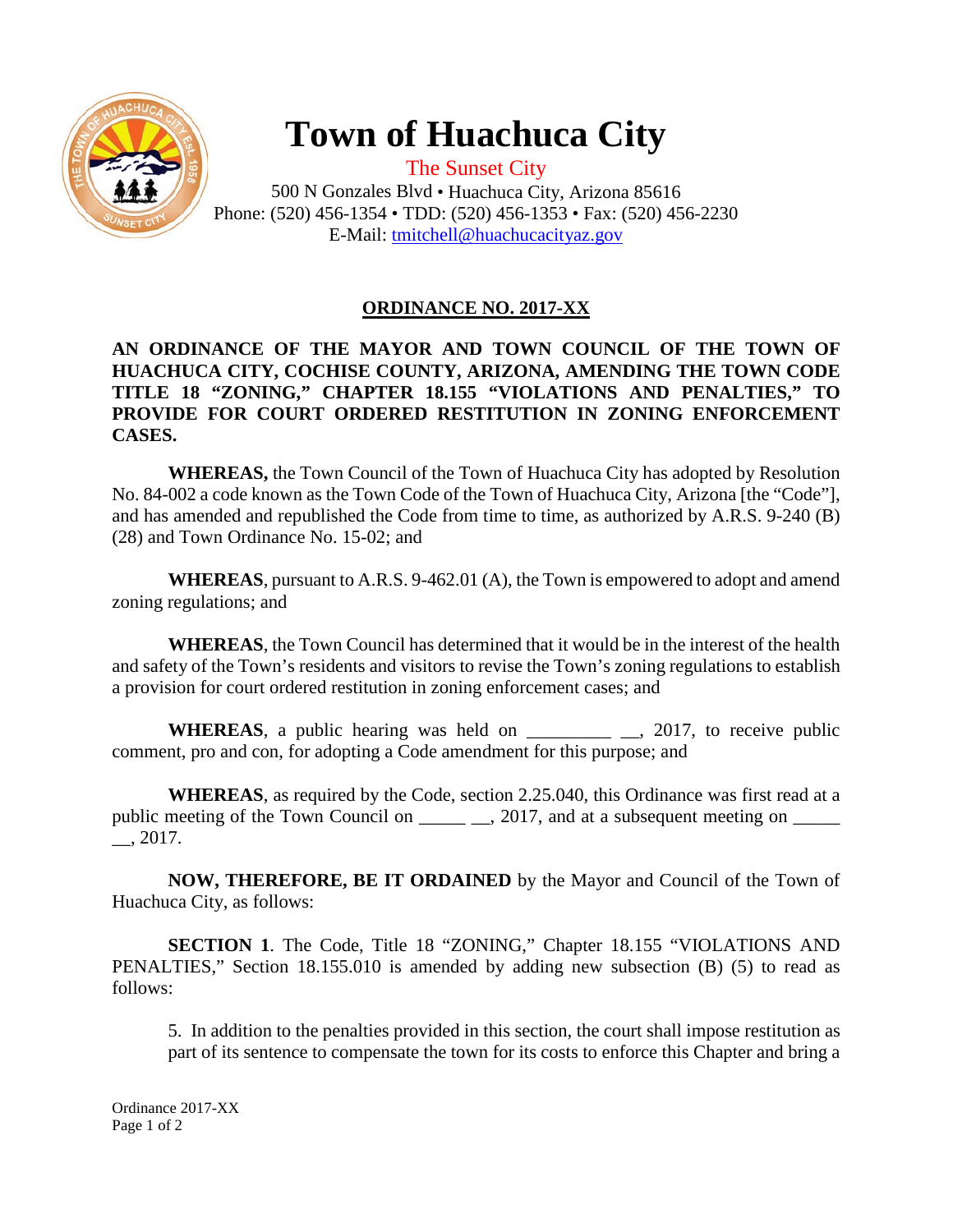# Town of Huachuca City

The Sunset City

500 N Gonzales Blvd • Huachuca City, Arizona 85616
Phone: (520) 456-1354 • TDD: (520) 456-1353 • Fax: (520) 456-2230
E-Mail: tmitchell@huachucacityaz.gov

## ORDINANCE NO. 2017-XX

**AN ORDINANCE OF THE MAYOR AND TOWN COUNCIL OF THE TOWN OF HUACHUCA CITY, COCHISE COUNTY, ARIZONA, AMENDING THE TOWN CODE TITLE 18 "ZONING," CHAPTER 18.155 "VIOLATIONS AND PENALTIES," TO PROVIDE FOR COURT ORDERED RESTITUTION IN ZONING ENFORCEMENT CASES.**

**WHEREAS,** the Town Council of the Town of Huachuca City has adopted by Resolution No. 84-002 a code known as the Town Code of the Town of Huachuca City, Arizona [the "Code"], and has amended and republished the Code from time to time, as authorized by A.R.S. 9-240 (B) (28) and Town Ordinance No. 15-02; and

**WHEREAS**, pursuant to A.R.S. 9-462.01 (A), the Town is empowered to adopt and amend zoning regulations; and

**WHEREAS**, the Town Council has determined that it would be in the interest of the health and safety of the Town's residents and visitors to revise the Town's zoning regulations to establish a provision for court ordered restitution in zoning enforcement cases; and

**WHEREAS**, a public hearing was held on _________ __, 2017, to receive public comment, pro and con, for adopting a Code amendment for this purpose; and

**WHEREAS**, as required by the Code, section 2.25.040, this Ordinance was first read at a public meeting of the Town Council on _____ __, 2017, and at a subsequent meeting on _____ __, 2017.

**NOW, THEREFORE, BE IT ORDAINED** by the Mayor and Council of the Town of Huachuca City, as follows:

**SECTION 1**. The Code, Title 18 "ZONING," Chapter 18.155 "VIOLATIONS AND PENALTIES," Section 18.155.010 is amended by adding new subsection (B) (5) to read as follows:

5. In addition to the penalties provided in this section, the court shall impose restitution as part of its sentence to compensate the town for its costs to enforce this Chapter and bring a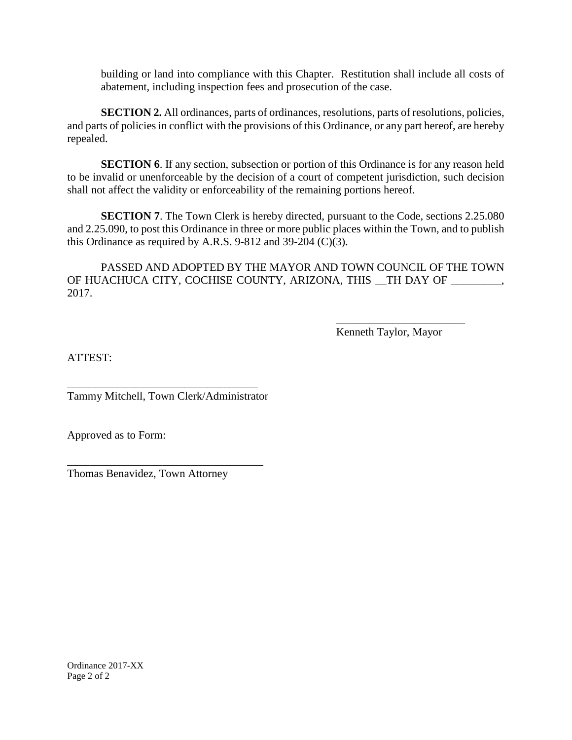building or land into compliance with this Chapter. Restitution shall include all costs of abatement, including inspection fees and prosecution of the case.

**SECTION 2.** All ordinances, parts of ordinances, resolutions, parts of resolutions, policies, and parts of policies in conflict with the provisions of this Ordinance, or any part hereof, are hereby repealed.

**SECTION 6**. If any section, subsection or portion of this Ordinance is for any reason held to be invalid or unenforceable by the decision of a court of competent jurisdiction, such decision shall not affect the validity or enforceability of the remaining portions hereof.

**SECTION 7**. The Town Clerk is hereby directed, pursuant to the Code, sections 2.25.080 and 2.25.090, to post this Ordinance in three or more public places within the Town, and to publish this Ordinance as required by A.R.S. 9-812 and 39-204 (C)(3).

PASSED AND ADOPTED BY THE MAYOR AND TOWN COUNCIL OF THE TOWN OF HUACHUCA CITY, COCHISE COUNTY, ARIZONA, THIS __TH DAY OF _________, 2017.

_______________________
Kenneth Taylor, Mayor

ATTEST:

__________________________________
Tammy Mitchell, Town Clerk/Administrator

Approved as to Form:

___________________________________
Thomas Benavidez, Town Attorney

Ordinance 2017-XX